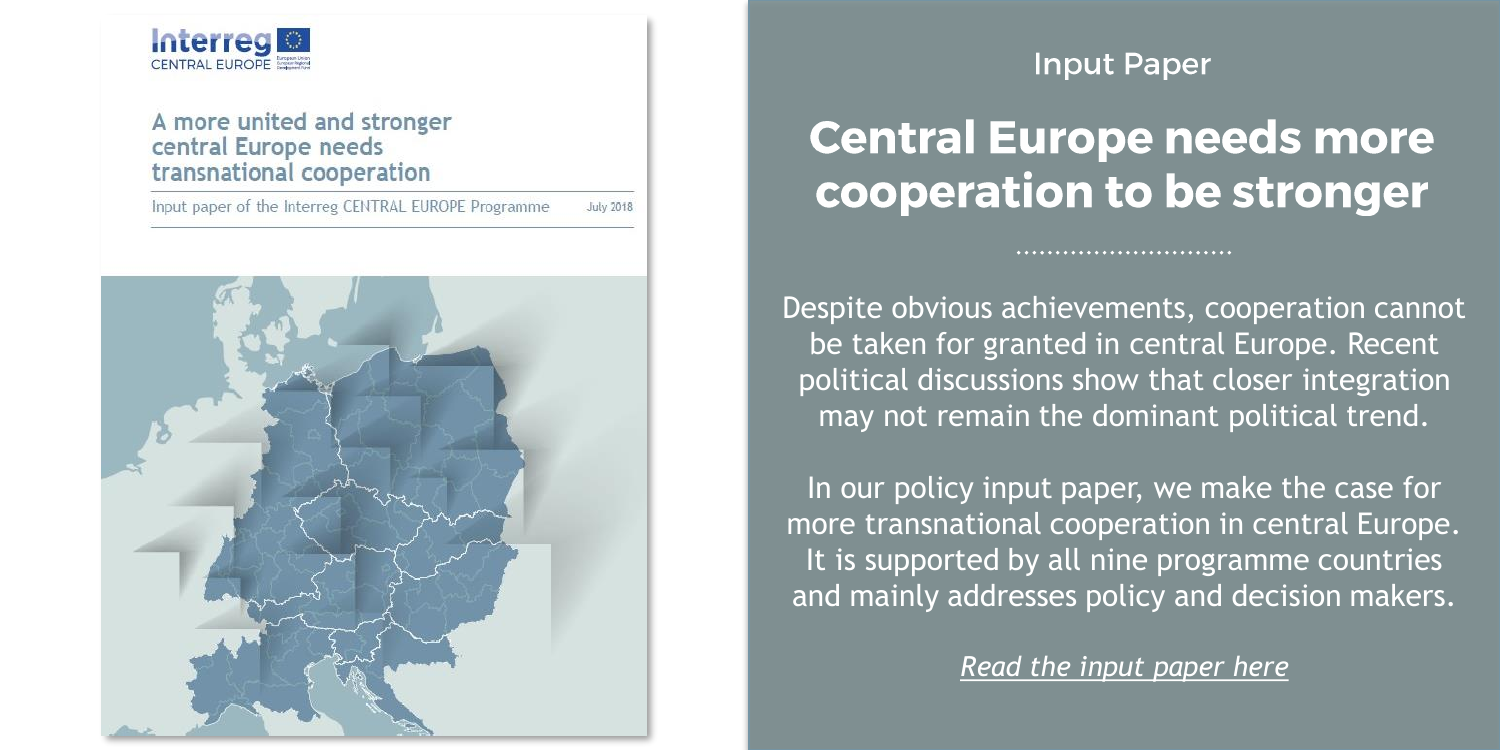Interreg CENTRAL EUROPE

A more united and stronger central Europe needs transnational cooperation

Input paper of the Interreg CENTRAL EUROPE Programme July 2018

Input Paper

# Central Europe needs more cooperation to be stronger

Despite obvious achievements, cooperation cannot be taken for granted in central Europe. Recent political discussions show that closer integration may not remain the dominant political trend.

In our policy input paper, we make the case for more transnational cooperation in central Europe. It is supported by all nine programme countries and mainly addresses policy and decision makers.

*Read the input paper here*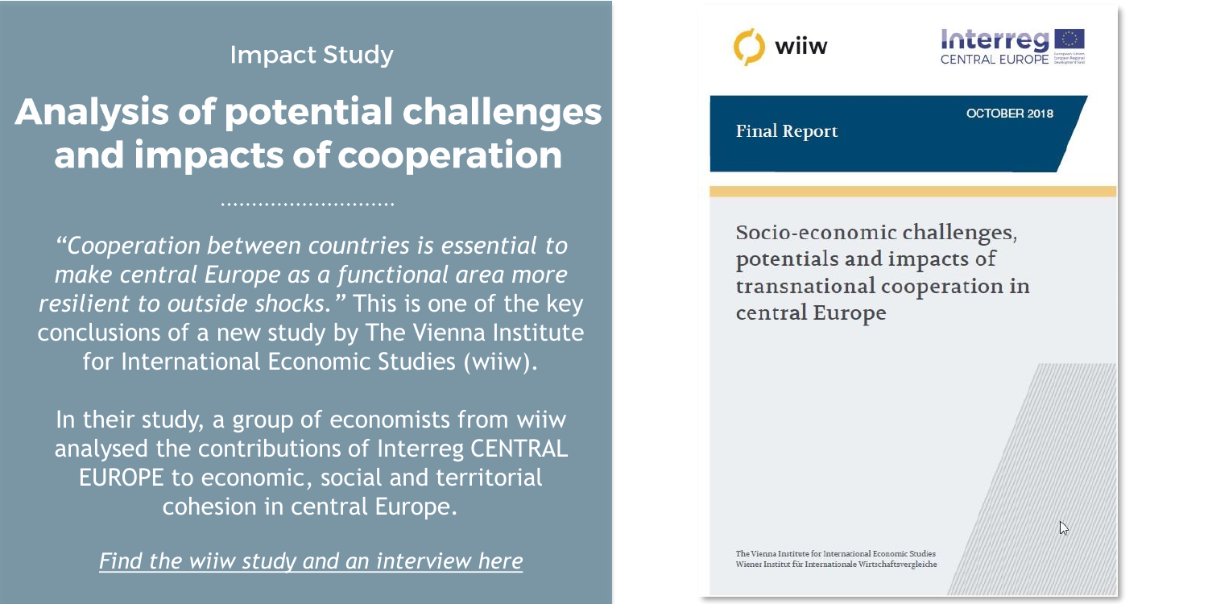Impact Study

# Analysis of potential challenges and impacts of cooperation

*"Cooperation between countries is essential to make central Europe as a functional area more resilient to outside shocks."* This is one of the key conclusions of a new study by The Vienna Institute for International Economic Studies (wiiw).

In their study, a group of economists from wiiw analysed the contributions of Interreg CENTRAL EUROPE to economic, social and territorial cohesion in central Europe.

*Find the wiiw study and an interview here*

wiiw

Interreg CENTRAL EUROPE

Final Report

OCTOBER 2018

Socio-economic challenges, potentials and impacts of transnational cooperation in central Europe

The Vienna Institute for International Economic Studies
Wiener Institut für Internationale Wirtschaftsvergleiche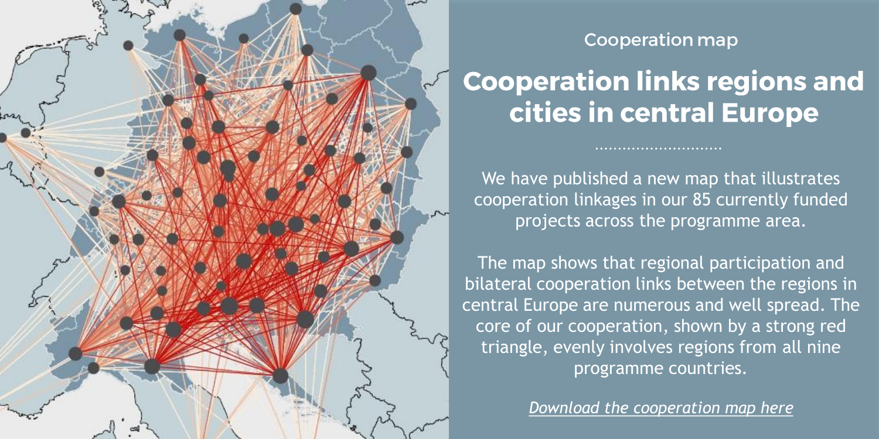Cooperation map

# Cooperation links regions and cities in central Europe

We have published a new map that illustrates cooperation linkages in our 85 currently funded projects across the programme area.

The map shows that regional participation and bilateral cooperation links between the regions in central Europe are numerous and well spread. The core of our cooperation, shown by a strong red triangle, evenly involves regions from all nine programme countries.

*Download the cooperation map here*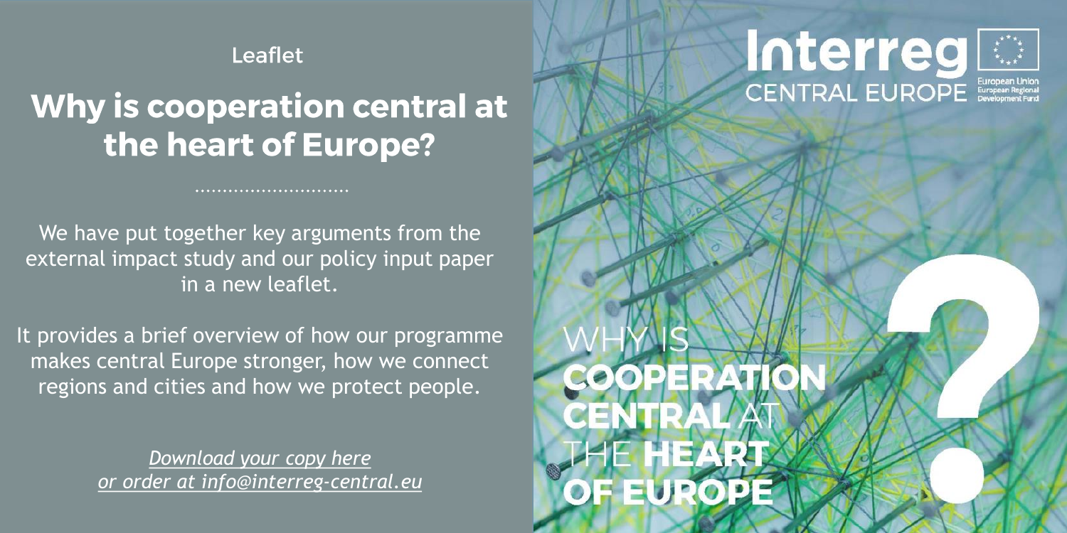Leaflet

## Why is cooperation central at the heart of Europe?

We have put together key arguments from the external impact study and our policy input paper in a new leaflet.

It provides a brief overview of how our programme makes central Europe stronger, how we connect regions and cities and how we protect people.

*Download your copy here*
*or order at info@interreg-central.eu*

Interreg CENTRAL EUROPE

European Union
European Regional Development Fund

WHY IS **COOPERATION CENTRAL** AT THE **HEART OF EUROPE** ?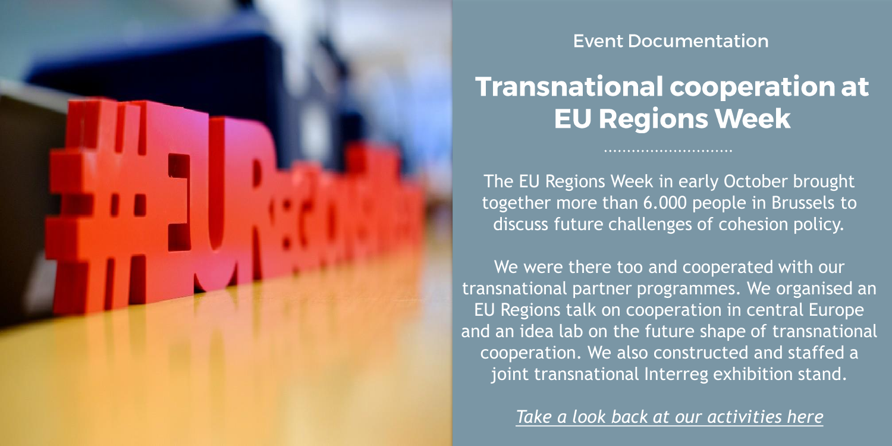Event Documentation

# Transnational cooperation at EU Regions Week

The EU Regions Week in early October brought together more than 6.000 people in Brussels to discuss future challenges of cohesion policy.

We were there too and cooperated with our transnational partner programmes. We organised an EU Regions talk on cooperation in central Europe and an idea lab on the future shape of transnational cooperation. We also constructed and staffed a joint transnational Interreg exhibition stand.

*Take a look back at our activities here*